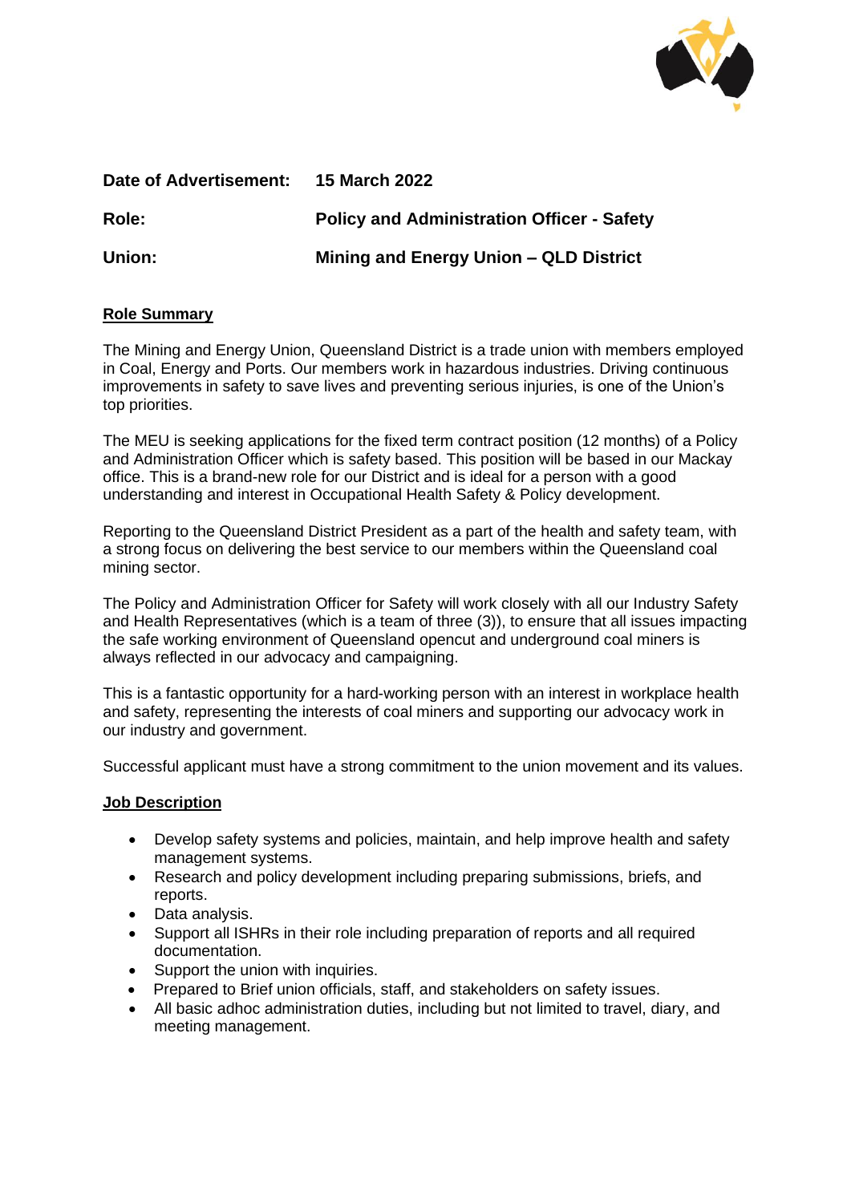**Date of Advertisement:** **15 March 2022**

**Role:** **Policy and Administration Officer - Safety**

**Union:** **Mining and Energy Union – QLD District**

## Role Summary

The Mining and Energy Union, Queensland District is a trade union with members employed in Coal, Energy and Ports. Our members work in hazardous industries. Driving continuous improvements in safety to save lives and preventing serious injuries, is one of the Union's top priorities.

The MEU is seeking applications for the fixed term contract position (12 months) of a Policy and Administration Officer which is safety based. This position will be based in our Mackay office. This is a brand-new role for our District and is ideal for a person with a good understanding and interest in Occupational Health Safety & Policy development.

Reporting to the Queensland District President as a part of the health and safety team, with a strong focus on delivering the best service to our members within the Queensland coal mining sector.

The Policy and Administration Officer for Safety will work closely with all our Industry Safety and Health Representatives (which is a team of three (3)), to ensure that all issues impacting the safe working environment of Queensland opencut and underground coal miners is always reflected in our advocacy and campaigning.

This is a fantastic opportunity for a hard-working person with an interest in workplace health and safety, representing the interests of coal miners and supporting our advocacy work in our industry and government.

Successful applicant must have a strong commitment to the union movement and its values.

## Job Description

- Develop safety systems and policies, maintain, and help improve health and safety management systems.
- Research and policy development including preparing submissions, briefs, and reports.
- Data analysis.
- Support all ISHRs in their role including preparation of reports and all required documentation.
- Support the union with inquiries.
- Prepared to Brief union officials, staff, and stakeholders on safety issues.
- All basic adhoc administration duties, including but not limited to travel, diary, and meeting management.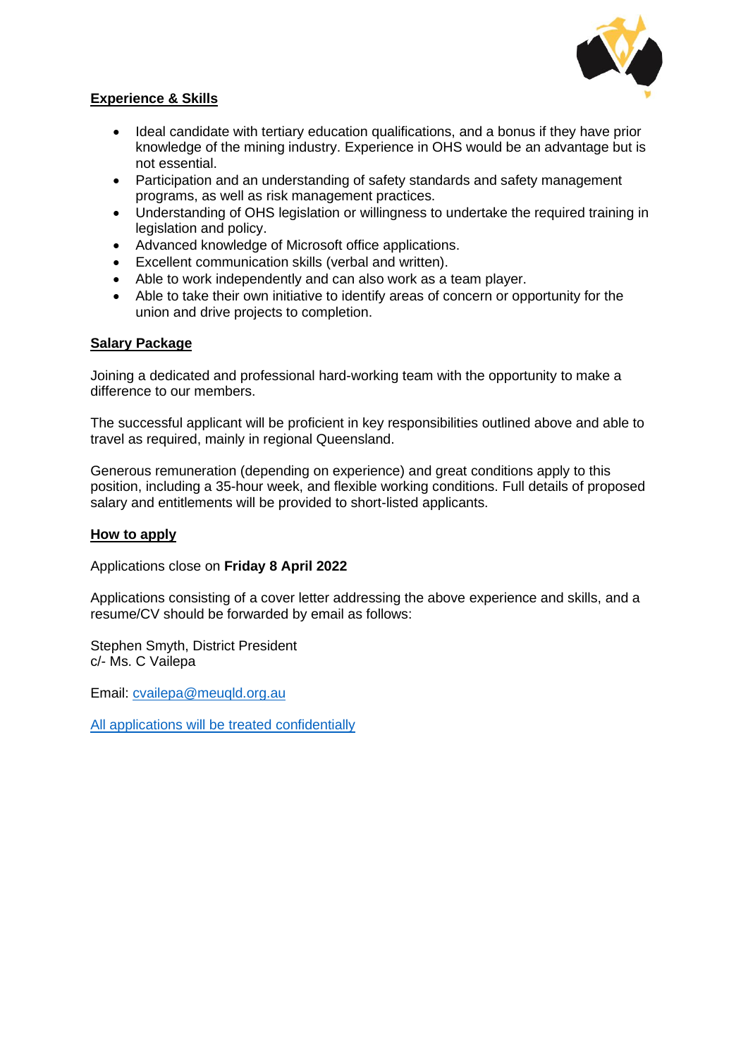## Experience & Skills

- Ideal candidate with tertiary education qualifications, and a bonus if they have prior knowledge of the mining industry. Experience in OHS would be an advantage but is not essential.
- Participation and an understanding of safety standards and safety management programs, as well as risk management practices.
- Understanding of OHS legislation or willingness to undertake the required training in legislation and policy.
- Advanced knowledge of Microsoft office applications.
- Excellent communication skills (verbal and written).
- Able to work independently and can also work as a team player.
- Able to take their own initiative to identify areas of concern or opportunity for the union and drive projects to completion.

## Salary Package

Joining a dedicated and professional hard-working team with the opportunity to make a difference to our members.

The successful applicant will be proficient in key responsibilities outlined above and able to travel as required, mainly in regional Queensland.

Generous remuneration (depending on experience) and great conditions apply to this position, including a 35-hour week, and flexible working conditions. Full details of proposed salary and entitlements will be provided to short-listed applicants.

## How to apply

Applications close on **Friday 8 April 2022**

Applications consisting of a cover letter addressing the above experience and skills, and a resume/CV should be forwarded by email as follows:

Stephen Smyth, District President
c/- Ms. C Vailepa

Email: cvailepa@meuqld.org.au

All applications will be treated confidentially